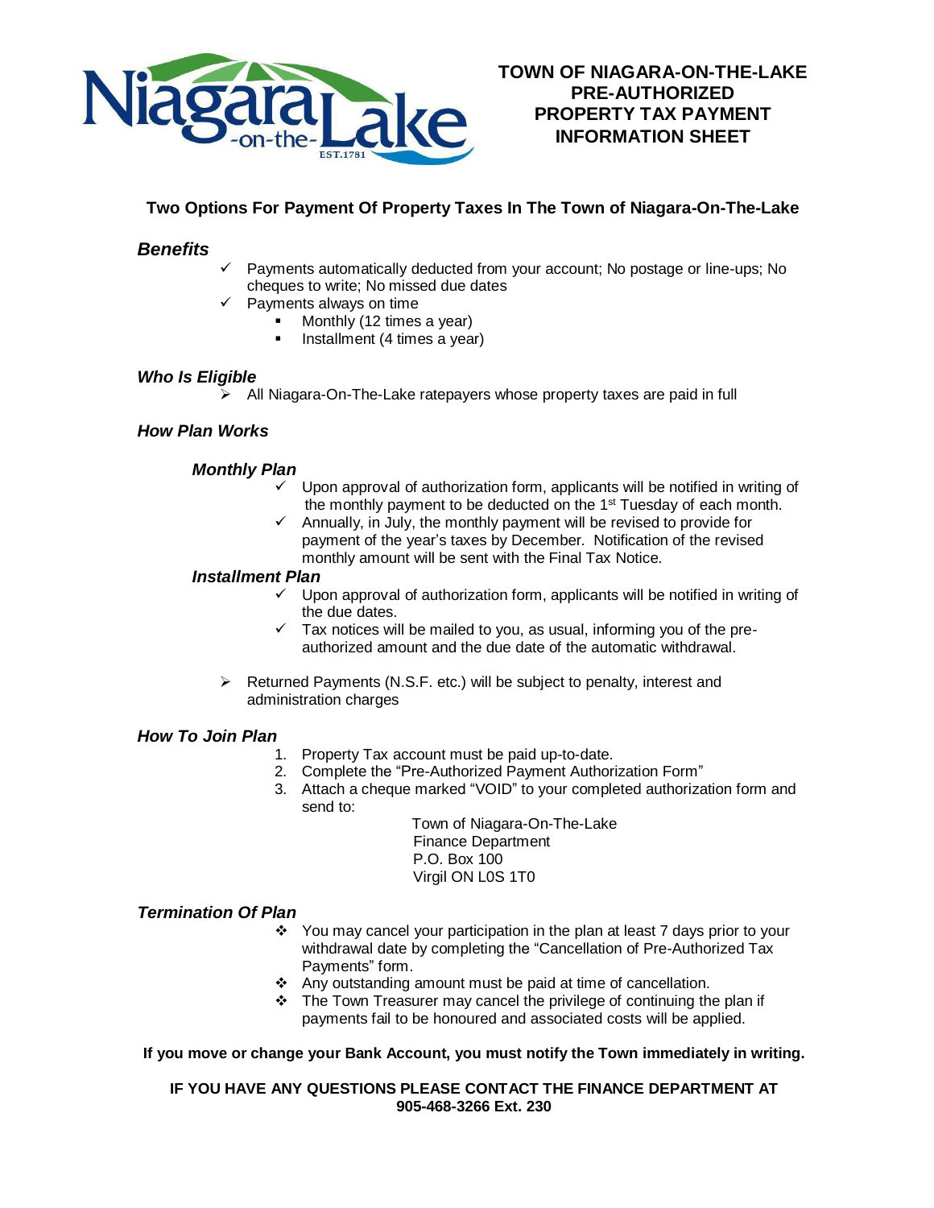# TOWN OF NIAGARA-ON-THE-LAKE PRE-AUTHORIZED PROPERTY TAX PAYMENT INFORMATION SHEET

**Two Options For Payment Of Property Taxes In The Town of Niagara-On-The-Lake**

### *Benefits*

- ✓ Payments automatically deducted from your account; No postage or line-ups; No cheques to write; No missed due dates
- ✓ Payments always on time
  - Monthly (12 times a year)
  - Installment (4 times a year)

### *Who Is Eligible*

- ➢ All Niagara-On-The-Lake ratepayers whose property taxes are paid in full

### *How Plan Works*

#### *Monthly Plan*

- ✓ Upon approval of authorization form, applicants will be notified in writing of the monthly payment to be deducted on the 1st Tuesday of each month.
- ✓ Annually, in July, the monthly payment will be revised to provide for payment of the year's taxes by December. Notification of the revised monthly amount will be sent with the Final Tax Notice.

#### *Installment Plan*

- ✓ Upon approval of authorization form, applicants will be notified in writing of the due dates.
- ✓ Tax notices will be mailed to you, as usual, informing you of the pre-authorized amount and the due date of the automatic withdrawal.

- ➢ Returned Payments (N.S.F. etc.) will be subject to penalty, interest and administration charges

### *How To Join Plan*

1. Property Tax account must be paid up-to-date.
2. Complete the "Pre-Authorized Payment Authorization Form"
3. Attach a cheque marked "VOID" to your completed authorization form and send to:

   Town of Niagara-On-The-Lake
   Finance Department
   P.O. Box 100
   Virgil ON L0S 1T0

### *Termination Of Plan*

- ❖ You may cancel your participation in the plan at least 7 days prior to your withdrawal date by completing the "Cancellation of Pre-Authorized Tax Payments" form.
- ❖ Any outstanding amount must be paid at time of cancellation.
- ❖ The Town Treasurer may cancel the privilege of continuing the plan if payments fail to be honoured and associated costs will be applied.

**If you move or change your Bank Account, you must notify the Town immediately in writing.**

**IF YOU HAVE ANY QUESTIONS PLEASE CONTACT THE FINANCE DEPARTMENT AT 905-468-3266 Ext. 230**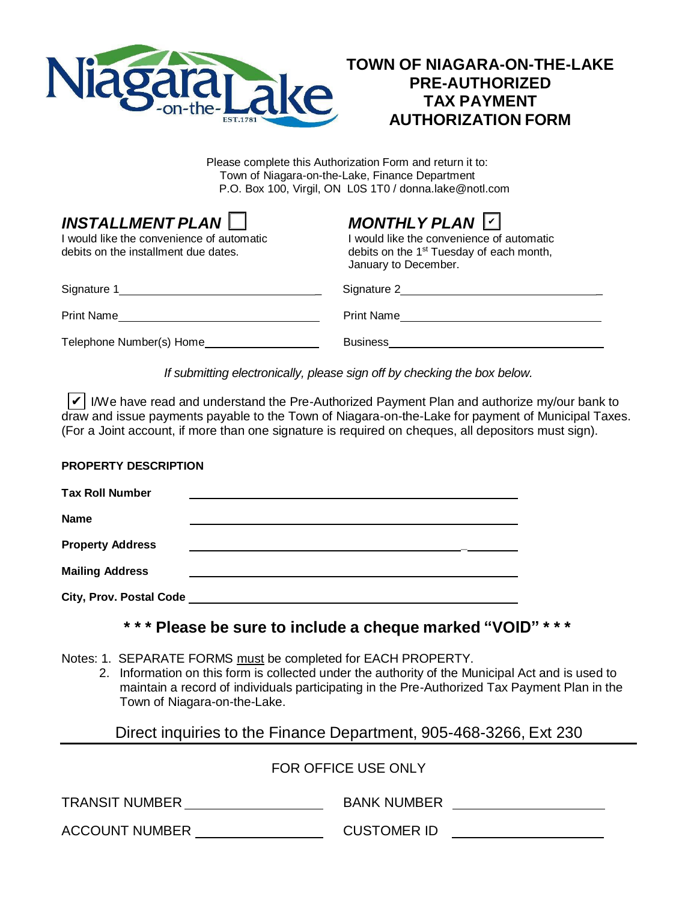# TOWN OF NIAGARA-ON-THE-LAKE PRE-AUTHORIZED TAX PAYMENT AUTHORIZATION FORM

Please complete this Authorization Form and return it to:
Town of Niagara-on-the-Lake, Finance Department
P.O. Box 100, Virgil, ON L0S 1T0 / donna.lake@notl.com

***INSTALLMENT PLAN*** ☐
I would like the convenience of automatic debits on the installment due dates.

***MONTHLY PLAN*** ☑
I would like the convenience of automatic debits on the 1st Tuesday of each month, January to December.

Signature 1\_\_\_\_\_\_\_\_\_\_\_\_\_\_\_\_\_\_\_\_\_\_\_\_\_\_\_\_ Signature 2\_\_\_\_\_\_\_\_\_\_\_\_\_\_\_\_\_\_\_\_\_\_\_\_\_\_\_\_

Print Name\_\_\_\_\_\_\_\_\_\_\_\_\_\_\_\_\_\_\_\_\_\_\_\_\_\_\_\_ Print Name\_\_\_\_\_\_\_\_\_\_\_\_\_\_\_\_\_\_\_\_\_\_\_\_\_\_\_\_

Telephone Number(s) Home\_\_\_\_\_\_\_\_\_\_\_\_\_\_\_\_ Business\_\_\_\_\_\_\_\_\_\_\_\_\_\_\_\_\_\_\_\_\_\_\_\_\_\_\_\_

*If submitting electronically, please sign off by checking the box below.*

☑ I/We have read and understand the Pre-Authorized Payment Plan and authorize my/our bank to draw and issue payments payable to the Town of Niagara-on-the-Lake for payment of Municipal Taxes. (For a Joint account, if more than one signature is required on cheques, all depositors must sign).

**PROPERTY DESCRIPTION**

**Tax Roll Number** \_\_\_\_\_\_\_\_\_\_\_\_\_\_\_\_\_\_\_\_\_\_\_\_\_\_\_\_\_\_\_\_\_\_\_\_\_\_\_\_

**Name** \_\_\_\_\_\_\_\_\_\_\_\_\_\_\_\_\_\_\_\_\_\_\_\_\_\_\_\_\_\_\_\_\_\_\_\_\_\_\_\_

**Property Address** \_\_\_\_\_\_\_\_\_\_\_\_\_\_\_\_\_\_\_\_\_\_\_\_\_\_\_\_\_\_\_\_\_\_\_\_\_\_\_\_

**Mailing Address** \_\_\_\_\_\_\_\_\_\_\_\_\_\_\_\_\_\_\_\_\_\_\_\_\_\_\_\_\_\_\_\_\_\_\_\_\_\_\_\_

**City, Prov. Postal Code** \_\_\_\_\_\_\_\_\_\_\_\_\_\_\_\_\_\_\_\_\_\_\_\_\_\_\_\_\_\_\_\_\_\_\_\_\_\_\_\_

## * * * Please be sure to include a cheque marked "VOID" * * *

Notes: 1. SEPARATE FORMS must be completed for EACH PROPERTY.
2. Information on this form is collected under the authority of the Municipal Act and is used to maintain a record of individuals participating in the Pre-Authorized Tax Payment Plan in the Town of Niagara-on-the-Lake.

Direct inquiries to the Finance Department, 905-468-3266, Ext 230

FOR OFFICE USE ONLY

TRANSIT NUMBER \_\_\_\_\_\_\_\_\_\_\_\_\_\_\_\_ BANK NUMBER \_\_\_\_\_\_\_\_\_\_\_\_\_\_\_\_

ACCOUNT NUMBER \_\_\_\_\_\_\_\_\_\_\_\_\_\_\_\_ CUSTOMER ID \_\_\_\_\_\_\_\_\_\_\_\_\_\_\_\_